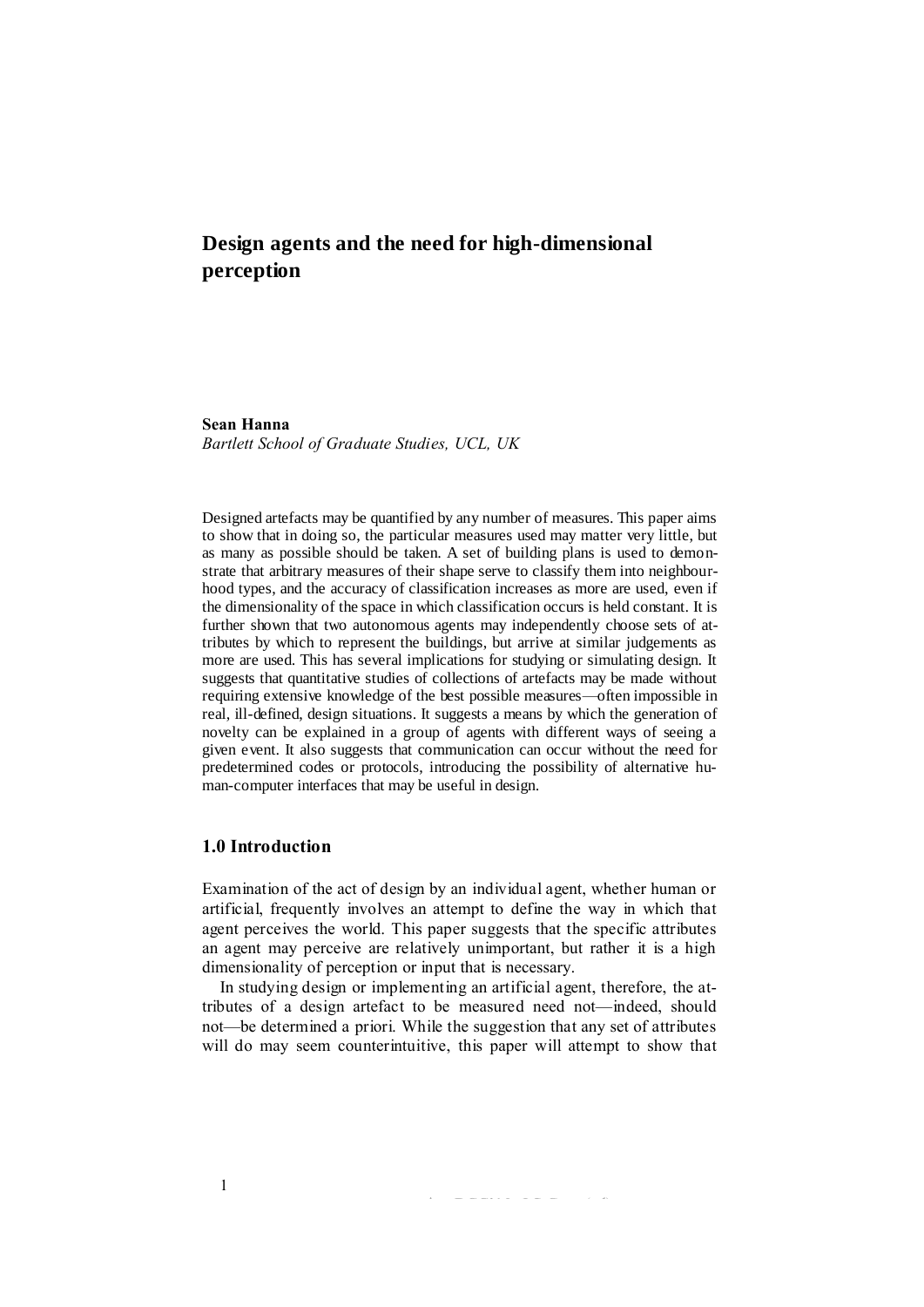# Design agents and the need for high-dimensional perception

**Sean Hanna**
*Bartlett School of Graduate Studies, UCL, UK*

Designed artefacts may be quantified by any number of measures. This paper aims to show that in doing so, the particular measures used may matter very little, but as many as possible should be taken. A set of building plans is used to demonstrate that arbitrary measures of their shape serve to classify them into neighbourhood types, and the accuracy of classification increases as more are used, even if the dimensionality of the space in which classification occurs is held constant. It is further shown that two autonomous agents may independently choose sets of attributes by which to represent the buildings, but arrive at similar judgements as more are used. This has several implications for studying or simulating design. It suggests that quantitative studies of collections of artefacts may be made without requiring extensive knowledge of the best possible measures—often impossible in real, ill-defined, design situations. It suggests a means by which the generation of novelty can be explained in a group of agents with different ways of seeing a given event. It also suggests that communication can occur without the need for predetermined codes or protocols, introducing the possibility of alternative human-computer interfaces that may be useful in design.

## 1.0 Introduction

Examination of the act of design by an individual agent, whether human or artificial, frequently involves an attempt to define the way in which that agent perceives the world. This paper suggests that the specific attributes an agent may perceive are relatively unimportant, but rather it is a high dimensionality of perception or input that is necessary.

In studying design or implementing an artificial agent, therefore, the attributes of a design artefact to be measured need not—indeed, should not—be determined a priori. While the suggestion that any set of attributes will do may seem counterintuitive, this paper will attempt to show that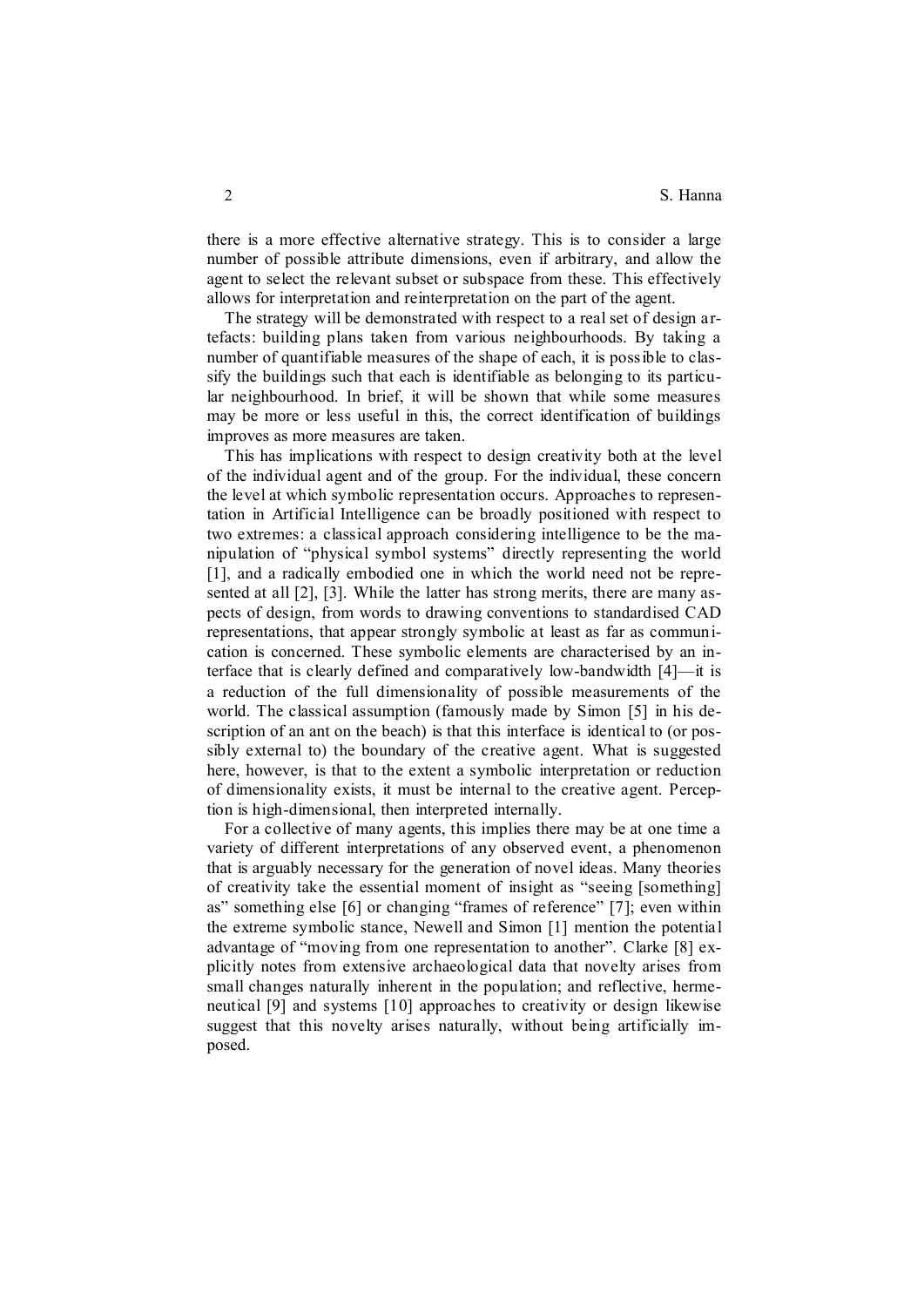there is a more effective alternative strategy. This is to consider a large number of possible attribute dimensions, even if arbitrary, and allow the agent to select the relevant subset or subspace from these. This effectively allows for interpretation and reinterpretation on the part of the agent.

The strategy will be demonstrated with respect to a real set of design artefacts: building plans taken from various neighbourhoods. By taking a number of quantifiable measures of the shape of each, it is possible to classify the buildings such that each is identifiable as belonging to its particular neighbourhood. In brief, it will be shown that while some measures may be more or less useful in this, the correct identification of buildings improves as more measures are taken.

This has implications with respect to design creativity both at the level of the individual agent and of the group. For the individual, these concern the level at which symbolic representation occurs. Approaches to representation in Artificial Intelligence can be broadly positioned with respect to two extremes: a classical approach considering intelligence to be the manipulation of "physical symbol systems" directly representing the world [1], and a radically embodied one in which the world need not be represented at all [2], [3]. While the latter has strong merits, there are many aspects of design, from words to drawing conventions to standardised CAD representations, that appear strongly symbolic at least as far as communication is concerned. These symbolic elements are characterised by an interface that is clearly defined and comparatively low-bandwidth [4]—it is a reduction of the full dimensionality of possible measurements of the world. The classical assumption (famously made by Simon [5] in his description of an ant on the beach) is that this interface is identical to (or possibly external to) the boundary of the creative agent. What is suggested here, however, is that to the extent a symbolic interpretation or reduction of dimensionality exists, it must be internal to the creative agent. Perception is high-dimensional, then interpreted internally.

For a collective of many agents, this implies there may be at one time a variety of different interpretations of any observed event, a phenomenon that is arguably necessary for the generation of novel ideas. Many theories of creativity take the essential moment of insight as "seeing [something] as" something else [6] or changing "frames of reference" [7]; even within the extreme symbolic stance, Newell and Simon [1] mention the potential advantage of "moving from one representation to another". Clarke [8] explicitly notes from extensive archaeological data that novelty arises from small changes naturally inherent in the population; and reflective, hermeneutical [9] and systems [10] approaches to creativity or design likewise suggest that this novelty arises naturally, without being artificially imposed.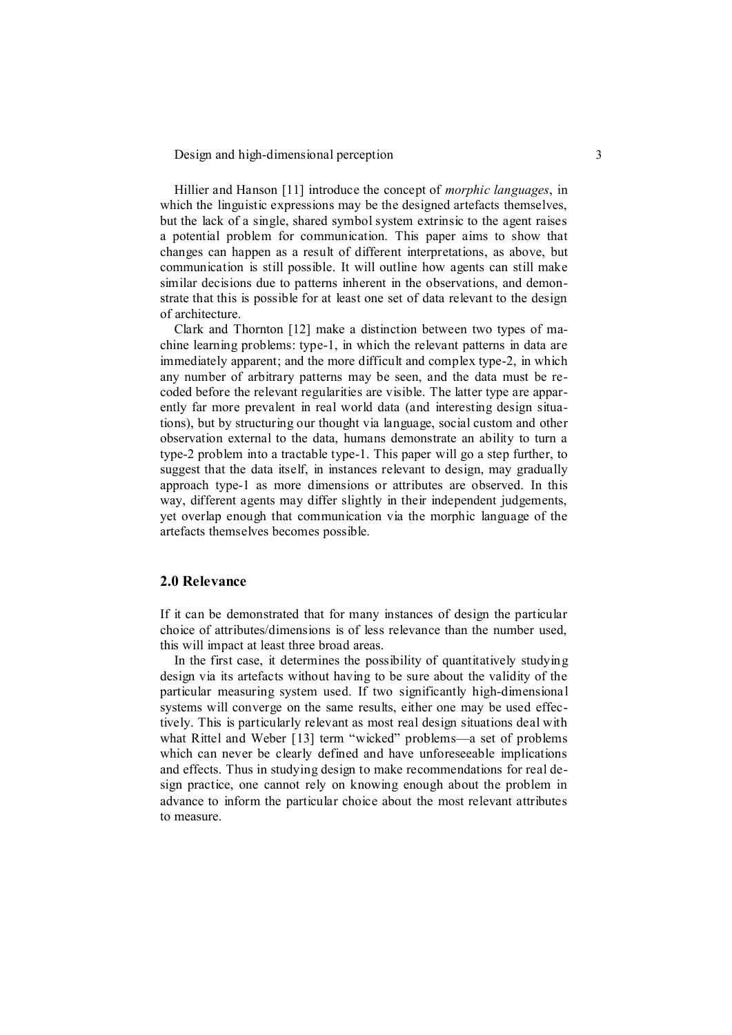Hillier and Hanson [11] introduce the concept of *morphic languages*, in which the linguistic expressions may be the designed artefacts themselves, but the lack of a single, shared symbol system extrinsic to the agent raises a potential problem for communication. This paper aims to show that changes can happen as a result of different interpretations, as above, but communication is still possible. It will outline how agents can still make similar decisions due to patterns inherent in the observations, and demonstrate that this is possible for at least one set of data relevant to the design of architecture.

Clark and Thornton [12] make a distinction between two types of machine learning problems: type-1, in which the relevant patterns in data are immediately apparent; and the more difficult and complex type-2, in which any number of arbitrary patterns may be seen, and the data must be recoded before the relevant regularities are visible. The latter type are apparently far more prevalent in real world data (and interesting design situations), but by structuring our thought via language, social custom and other observation external to the data, humans demonstrate an ability to turn a type-2 problem into a tractable type-1. This paper will go a step further, to suggest that the data itself, in instances relevant to design, may gradually approach type-1 as more dimensions or attributes are observed. In this way, different agents may differ slightly in their independent judgements, yet overlap enough that communication via the morphic language of the artefacts themselves becomes possible.

## 2.0 Relevance

If it can be demonstrated that for many instances of design the particular choice of attributes/dimensions is of less relevance than the number used, this will impact at least three broad areas.

In the first case, it determines the possibility of quantitatively studying design via its artefacts without having to be sure about the validity of the particular measuring system used. If two significantly high-dimensional systems will converge on the same results, either one may be used effectively. This is particularly relevant as most real design situations deal with what Rittel and Weber [13] term "wicked" problems—a set of problems which can never be clearly defined and have unforeseeable implications and effects. Thus in studying design to make recommendations for real design practice, one cannot rely on knowing enough about the problem in advance to inform the particular choice about the most relevant attributes to measure.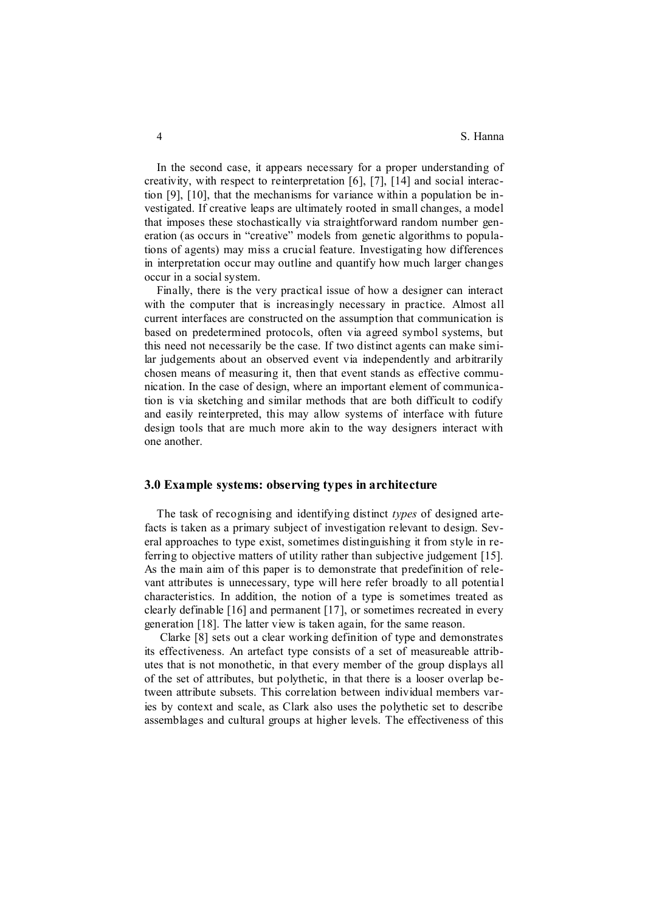In the second case, it appears necessary for a proper understanding of creativity, with respect to reinterpretation [6], [7], [14] and social interaction [9], [10], that the mechanisms for variance within a population be investigated. If creative leaps are ultimately rooted in small changes, a model that imposes these stochastically via straightforward random number generation (as occurs in "creative" models from genetic algorithms to populations of agents) may miss a crucial feature. Investigating how differences in interpretation occur may outline and quantify how much larger changes occur in a social system.

Finally, there is the very practical issue of how a designer can interact with the computer that is increasingly necessary in practice. Almost all current interfaces are constructed on the assumption that communication is based on predetermined protocols, often via agreed symbol systems, but this need not necessarily be the case. If two distinct agents can make similar judgements about an observed event via independently and arbitrarily chosen means of measuring it, then that event stands as effective communication. In the case of design, where an important element of communication is via sketching and similar methods that are both difficult to codify and easily reinterpreted, this may allow systems of interface with future design tools that are much more akin to the way designers interact with one another.

## 3.0 Example systems: observing types in architecture

The task of recognising and identifying distinct *types* of designed artefacts is taken as a primary subject of investigation relevant to design. Several approaches to type exist, sometimes distinguishing it from style in referring to objective matters of utility rather than subjective judgement [15]. As the main aim of this paper is to demonstrate that predefinition of relevant attributes is unnecessary, type will here refer broadly to all potential characteristics. In addition, the notion of a type is sometimes treated as clearly definable [16] and permanent [17], or sometimes recreated in every generation [18]. The latter view is taken again, for the same reason.

Clarke [8] sets out a clear working definition of type and demonstrates its effectiveness. An artefact type consists of a set of measureable attributes that is not monothetic, in that every member of the group displays all of the set of attributes, but polythetic, in that there is a looser overlap between attribute subsets. This correlation between individual members varies by context and scale, as Clark also uses the polythetic set to describe assemblages and cultural groups at higher levels. The effectiveness of this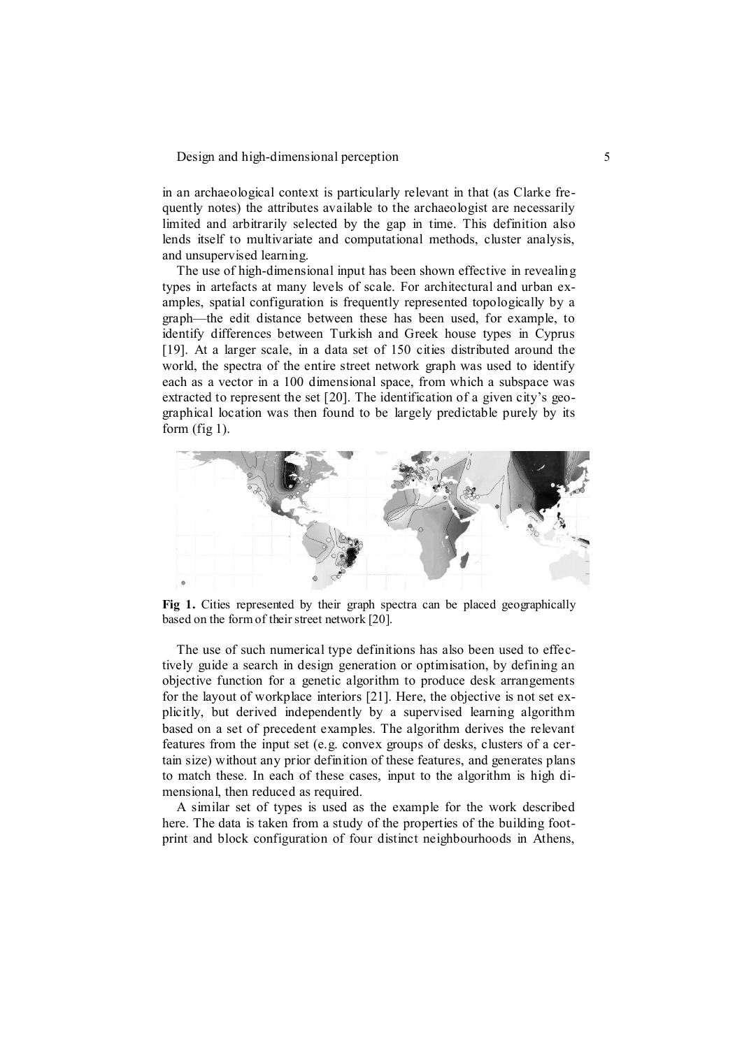in an archaeological context is particularly relevant in that (as Clarke frequently notes) the attributes available to the archaeologist are necessarily limited and arbitrarily selected by the gap in time. This definition also lends itself to multivariate and computational methods, cluster analysis, and unsupervised learning.

The use of high-dimensional input has been shown effective in revealing types in artefacts at many levels of scale. For architectural and urban examples, spatial configuration is frequently represented topologically by a graph—the edit distance between these has been used, for example, to identify differences between Turkish and Greek house types in Cyprus [19]. At a larger scale, in a data set of 150 cities distributed around the world, the spectra of the entire street network graph was used to identify each as a vector in a 100 dimensional space, from which a subspace was extracted to represent the set [20]. The identification of a given city's geographical location was then found to be largely predictable purely by its form (fig 1).

**Fig 1.** Cities represented by their graph spectra can be placed geographically based on the form of their street network [20].

The use of such numerical type definitions has also been used to effectively guide a search in design generation or optimisation, by defining an objective function for a genetic algorithm to produce desk arrangements for the layout of workplace interiors [21]. Here, the objective is not set explicitly, but derived independently by a supervised learning algorithm based on a set of precedent examples. The algorithm derives the relevant features from the input set (e.g. convex groups of desks, clusters of a certain size) without any prior definition of these features, and generates plans to match these. In each of these cases, input to the algorithm is high dimensional, then reduced as required.

A similar set of types is used as the example for the work described here. The data is taken from a study of the properties of the building footprint and block configuration of four distinct neighbourhoods in Athens,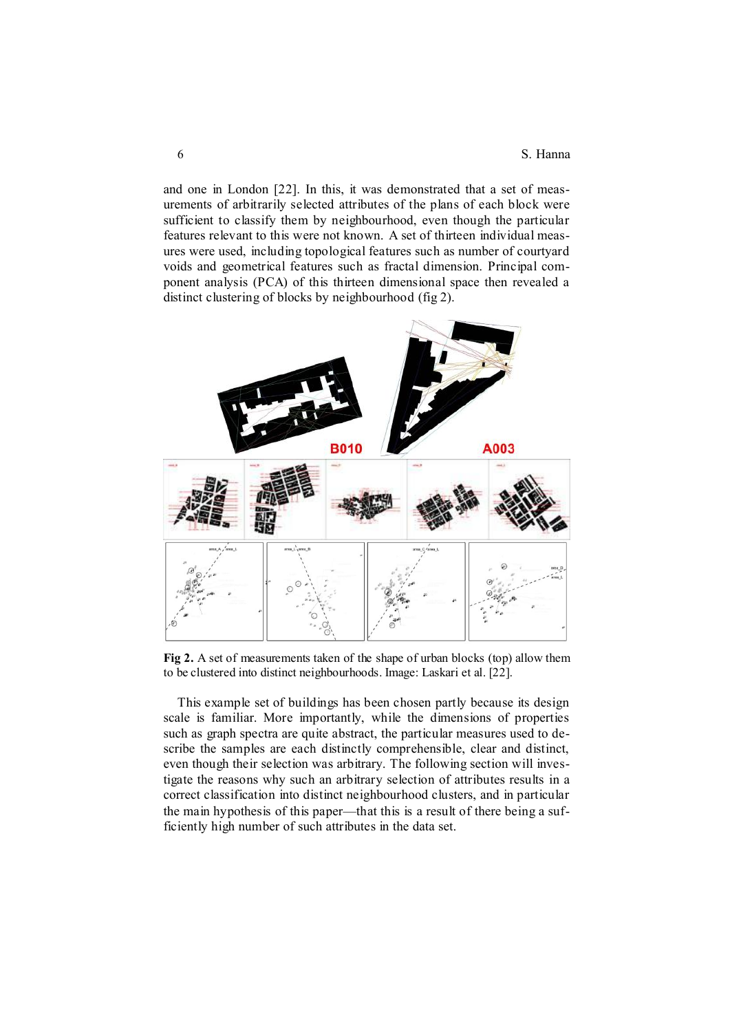and one in London [22]. In this, it was demonstrated that a set of measurements of arbitrarily selected attributes of the plans of each block were sufficient to classify them by neighbourhood, even though the particular features relevant to this were not known. A set of thirteen individual measures were used, including topological features such as number of courtyard voids and geometrical features such as fractal dimension. Principal component analysis (PCA) of this thirteen dimensional space then revealed a distinct clustering of blocks by neighbourhood (fig 2).

**Fig 2.** A set of measurements taken of the shape of urban blocks (top) allow them to be clustered into distinct neighbourhoods. Image: Laskari et al. [22].

This example set of buildings has been chosen partly because its design scale is familiar. More importantly, while the dimensions of properties such as graph spectra are quite abstract, the particular measures used to describe the samples are each distinctly comprehensible, clear and distinct, even though their selection was arbitrary. The following section will investigate the reasons why such an arbitrary selection of attributes results in a correct classification into distinct neighbourhood clusters, and in particular the main hypothesis of this paper—that this is a result of there being a sufficiently high number of such attributes in the data set.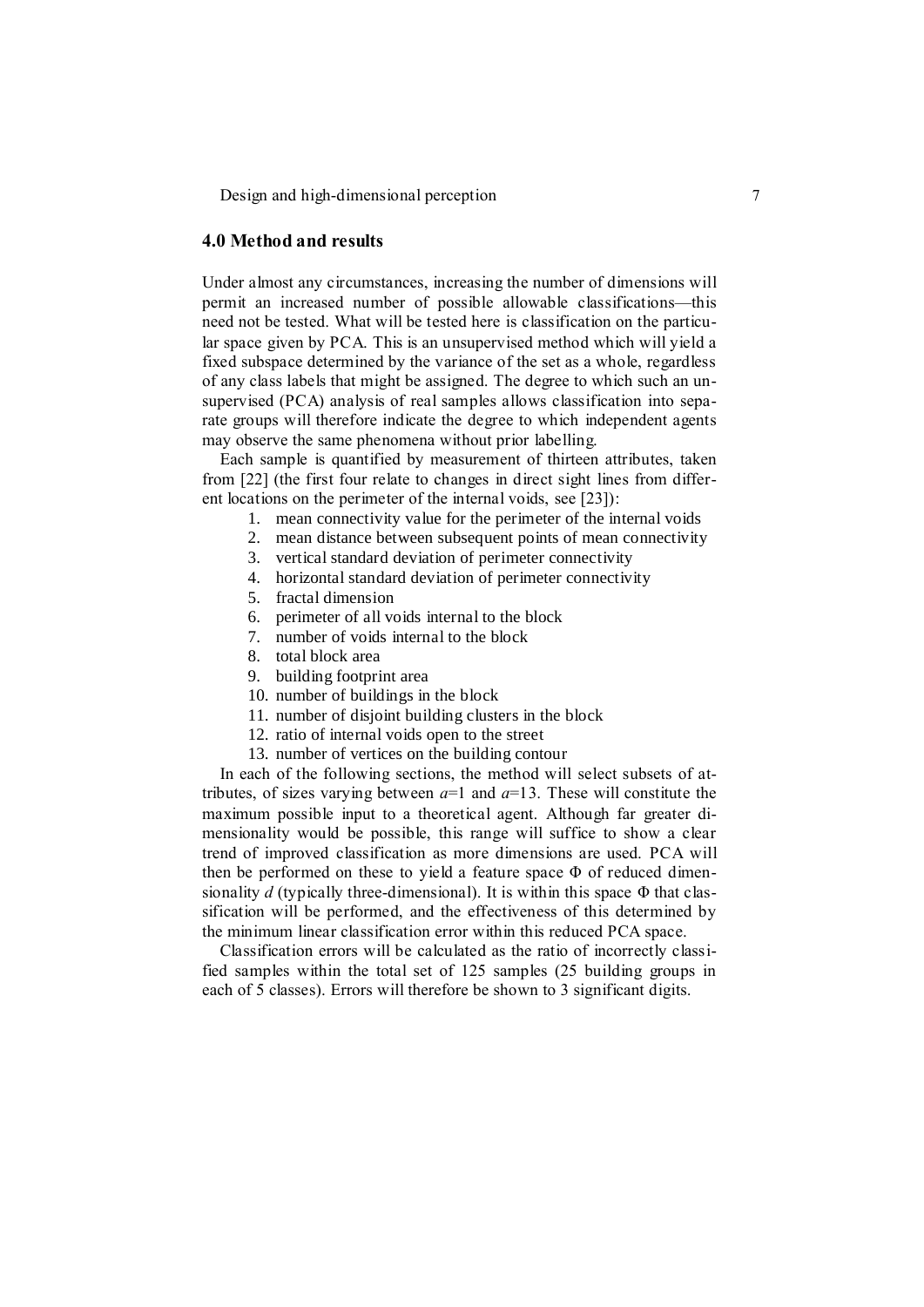## 4.0 Method and results

Under almost any circumstances, increasing the number of dimensions will permit an increased number of possible allowable classifications—this need not be tested. What will be tested here is classification on the particular space given by PCA. This is an unsupervised method which will yield a fixed subspace determined by the variance of the set as a whole, regardless of any class labels that might be assigned. The degree to which such an unsupervised (PCA) analysis of real samples allows classification into separate groups will therefore indicate the degree to which independent agents may observe the same phenomena without prior labelling.

Each sample is quantified by measurement of thirteen attributes, taken from [22] (the first four relate to changes in direct sight lines from different locations on the perimeter of the internal voids, see [23]):

1. mean connectivity value for the perimeter of the internal voids
2. mean distance between subsequent points of mean connectivity
3. vertical standard deviation of perimeter connectivity
4. horizontal standard deviation of perimeter connectivity
5. fractal dimension
6. perimeter of all voids internal to the block
7. number of voids internal to the block
8. total block area
9. building footprint area
10. number of buildings in the block
11. number of disjoint building clusters in the block
12. ratio of internal voids open to the street
13. number of vertices on the building contour

In each of the following sections, the method will select subsets of attributes, of sizes varying between $a$=1 and $a$=13. These will constitute the maximum possible input to a theoretical agent. Although far greater dimensionality would be possible, this range will suffice to show a clear trend of improved classification as more dimensions are used. PCA will then be performed on these to yield a feature space $\Phi$ of reduced dimensionality $d$ (typically three-dimensional). It is within this space $\Phi$ that classification will be performed, and the effectiveness of this determined by the minimum linear classification error within this reduced PCA space.

Classification errors will be calculated as the ratio of incorrectly classified samples within the total set of 125 samples (25 building groups in each of 5 classes). Errors will therefore be shown to 3 significant digits.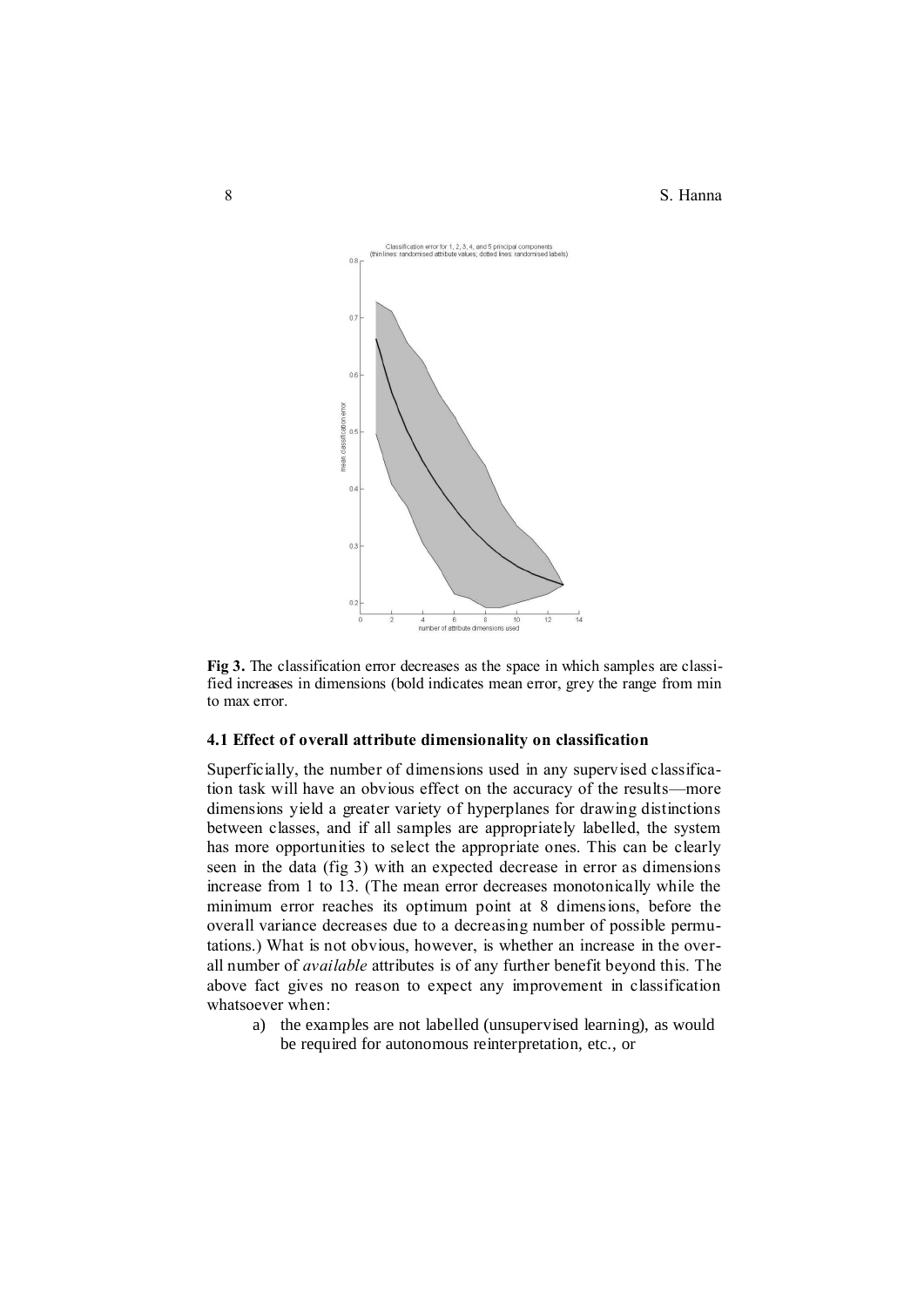**Fig 3.** The classification error decreases as the space in which samples are classified increases in dimensions (bold indicates mean error, grey the range from min to max error.

### 4.1 Effect of overall attribute dimensionality on classification

Superficially, the number of dimensions used in any supervised classification task will have an obvious effect on the accuracy of the results—more dimensions yield a greater variety of hyperplanes for drawing distinctions between classes, and if all samples are appropriately labelled, the system has more opportunities to select the appropriate ones. This can be clearly seen in the data (fig 3) with an expected decrease in error as dimensions increase from 1 to 13. (The mean error decreases monotonically while the minimum error reaches its optimum point at 8 dimensions, before the overall variance decreases due to a decreasing number of possible permutations.) What is not obvious, however, is whether an increase in the overall number of *available* attributes is of any further benefit beyond this. The above fact gives no reason to expect any improvement in classification whatsoever when:

a) the examples are not labelled (unsupervised learning), as would be required for autonomous reinterpretation, etc., or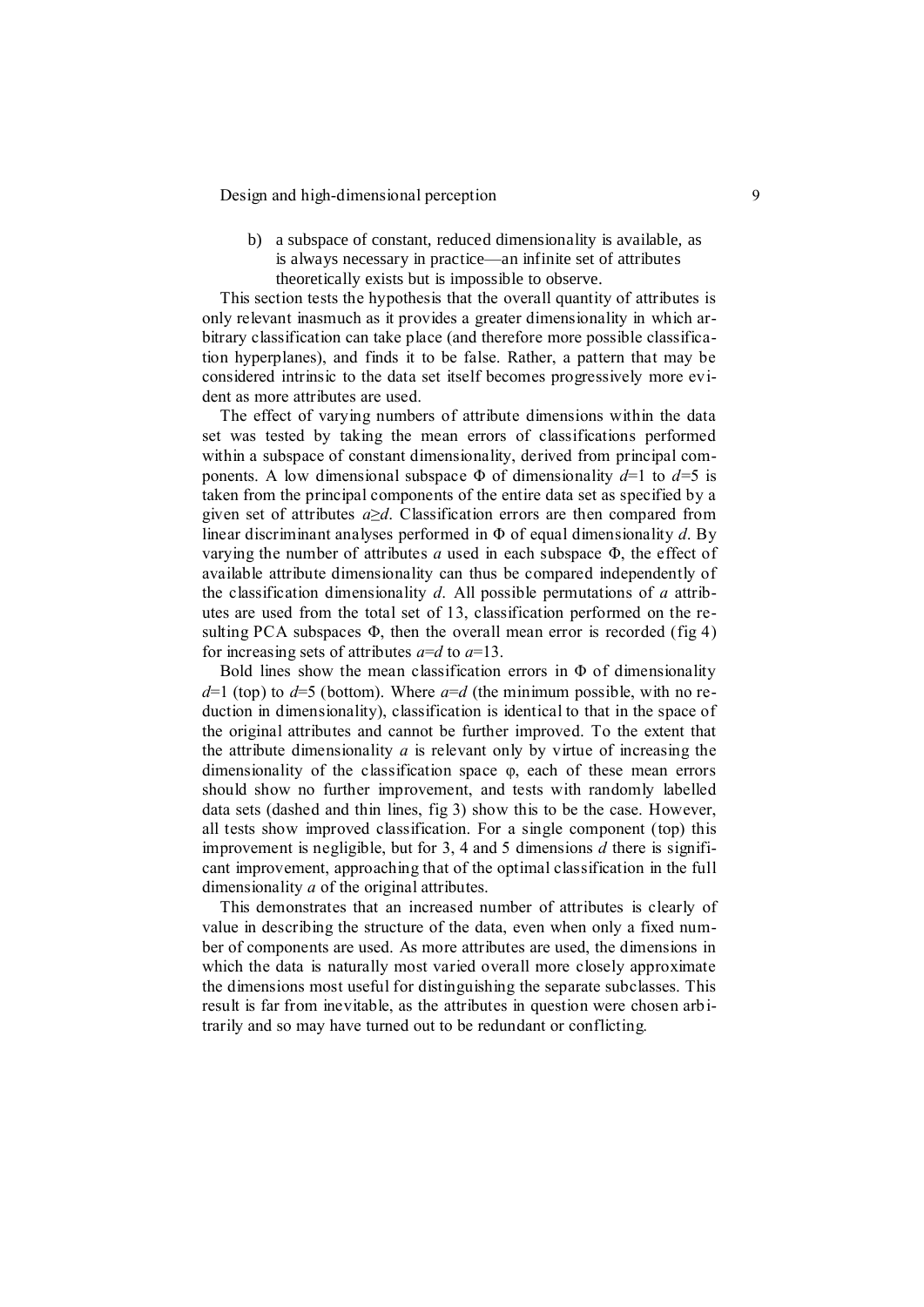b) a subspace of constant, reduced dimensionality is available, as is always necessary in practice—an infinite set of attributes theoretically exists but is impossible to observe.

This section tests the hypothesis that the overall quantity of attributes is only relevant inasmuch as it provides a greater dimensionality in which arbitrary classification can take place (and therefore more possible classification hyperplanes), and finds it to be false. Rather, a pattern that may be considered intrinsic to the data set itself becomes progressively more evident as more attributes are used.

The effect of varying numbers of attribute dimensions within the data set was tested by taking the mean errors of classifications performed within a subspace of constant dimensionality, derived from principal components. A low dimensional subspace $\Phi$ of dimensionality $d$=1 to $d$=5 is taken from the principal components of the entire data set as specified by a given set of attributes $a \geq d$. Classification errors are then compared from linear discriminant analyses performed in $\Phi$ of equal dimensionality $d$. By varying the number of attributes $a$ used in each subspace $\Phi$, the effect of available attribute dimensionality can thus be compared independently of the classification dimensionality $d$. All possible permutations of $a$ attributes are used from the total set of 13, classification performed on the resulting PCA subspaces $\Phi$, then the overall mean error is recorded (fig 4) for increasing sets of attributes $a$=$d$ to $a$=13.

Bold lines show the mean classification errors in $\Phi$ of dimensionality $d$=1 (top) to $d$=5 (bottom). Where $a$=$d$ (the minimum possible, with no reduction in dimensionality), classification is identical to that in the space of the original attributes and cannot be further improved. To the extent that the attribute dimensionality $a$ is relevant only by virtue of increasing the dimensionality of the classification space $\varphi$, each of these mean errors should show no further improvement, and tests with randomly labelled data sets (dashed and thin lines, fig 3) show this to be the case. However, all tests show improved classification. For a single component (top) this improvement is negligible, but for 3, 4 and 5 dimensions $d$ there is significant improvement, approaching that of the optimal classification in the full dimensionality $a$ of the original attributes.

This demonstrates that an increased number of attributes is clearly of value in describing the structure of the data, even when only a fixed number of components are used. As more attributes are used, the dimensions in which the data is naturally most varied overall more closely approximate the dimensions most useful for distinguishing the separate subclasses. This result is far from inevitable, as the attributes in question were chosen arbitrarily and so may have turned out to be redundant or conflicting.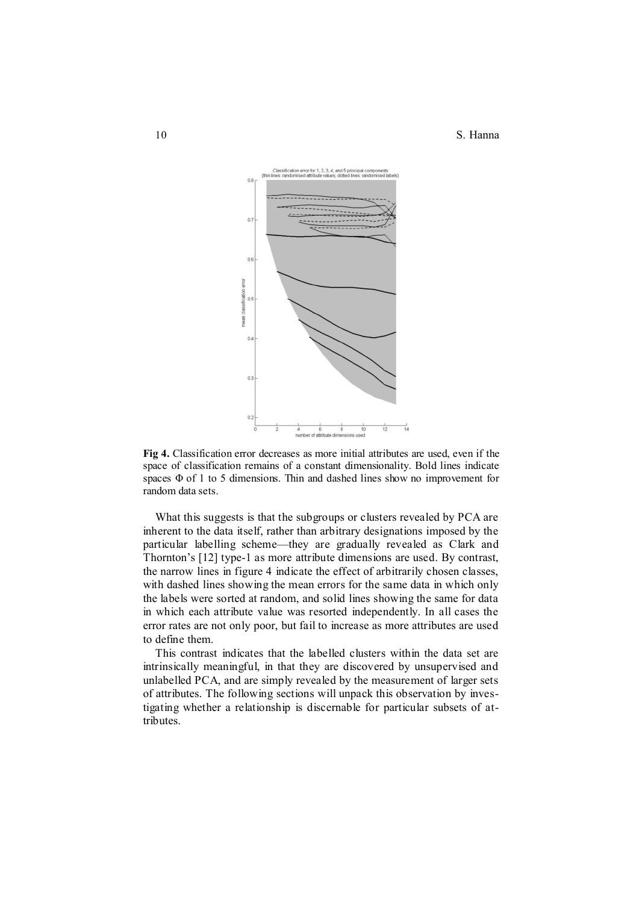**Fig 4.** Classification error decreases as more initial attributes are used, even if the space of classification remains of a constant dimensionality. Bold lines indicate spaces Φ of 1 to 5 dimensions. Thin and dashed lines show no improvement for random data sets.

What this suggests is that the subgroups or clusters revealed by PCA are inherent to the data itself, rather than arbitrary designations imposed by the particular labelling scheme—they are gradually revealed as Clark and Thornton's [12] type-1 as more attribute dimensions are used. By contrast, the narrow lines in figure 4 indicate the effect of arbitrarily chosen classes, with dashed lines showing the mean errors for the same data in which only the labels were sorted at random, and solid lines showing the same for data in which each attribute value was resorted independently. In all cases the error rates are not only poor, but fail to increase as more attributes are used to define them.

This contrast indicates that the labelled clusters within the data set are intrinsically meaningful, in that they are discovered by unsupervised and unlabelled PCA, and are simply revealed by the measurement of larger sets of attributes. The following sections will unpack this observation by investigating whether a relationship is discernable for particular subsets of attributes.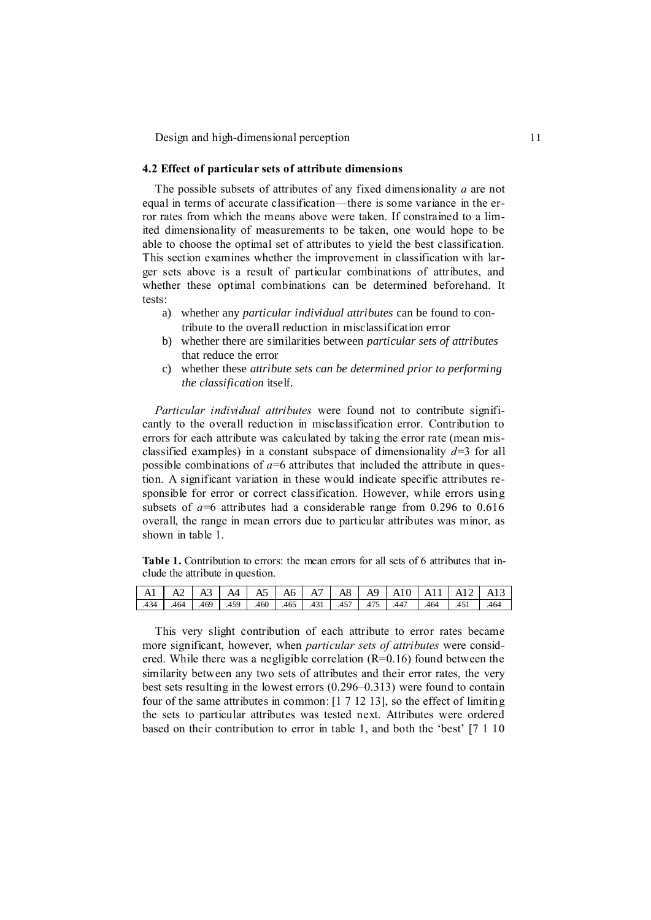### 4.2 Effect of particular sets of attribute dimensions

The possible subsets of attributes of any fixed dimensionality *a* are not equal in terms of accurate classification—there is some variance in the error rates from which the means above were taken. If constrained to a limited dimensionality of measurements to be taken, one would hope to be able to choose the optimal set of attributes to yield the best classification. This section examines whether the improvement in classification with larger sets above is a result of particular combinations of attributes, and whether these optimal combinations can be determined beforehand. It tests:

a) whether any *particular individual attributes* can be found to contribute to the overall reduction in misclassification error
b) whether there are similarities between *particular sets of attributes* that reduce the error
c) whether these *attribute sets can be determined prior to performing the classification* itself.

*Particular individual attributes* were found not to contribute significantly to the overall reduction in misclassification error. Contribution to errors for each attribute was calculated by taking the error rate (mean misclassified examples) in a constant subspace of dimensionality $d$=3 for all possible combinations of $a$=6 attributes that included the attribute in question. A significant variation in these would indicate specific attributes responsible for error or correct classification. However, while errors using subsets of $a$=6 attributes had a considerable range from 0.296 to 0.616 overall, the range in mean errors due to particular attributes was minor, as shown in table 1.

**Table 1.** Contribution to errors: the mean errors for all sets of 6 attributes that include the attribute in question.

| A1 | A2 | A3 | A4 | A5 | A6 | A7 | A8 | A9 | A10 | A11 | A12 | A13 |
|---|---|---|---|---|---|---|---|---|---|---|---|---|
| .434 | .464 | .469 | .459 | .460 | .465 | .431 | .457 | .475 | .447 | .464 | .451 | .464 |

This very slight contribution of each attribute to error rates became more significant, however, when *particular sets of attributes* were considered. While there was a negligible correlation (R=0.16) found between the similarity between any two sets of attributes and their error rates, the very best sets resulting in the lowest errors (0.296–0.313) were found to contain four of the same attributes in common: [1 7 12 13], so the effect of limiting the sets to particular attributes was tested next. Attributes were ordered based on their contribution to error in table 1, and both the 'best' [7 1 10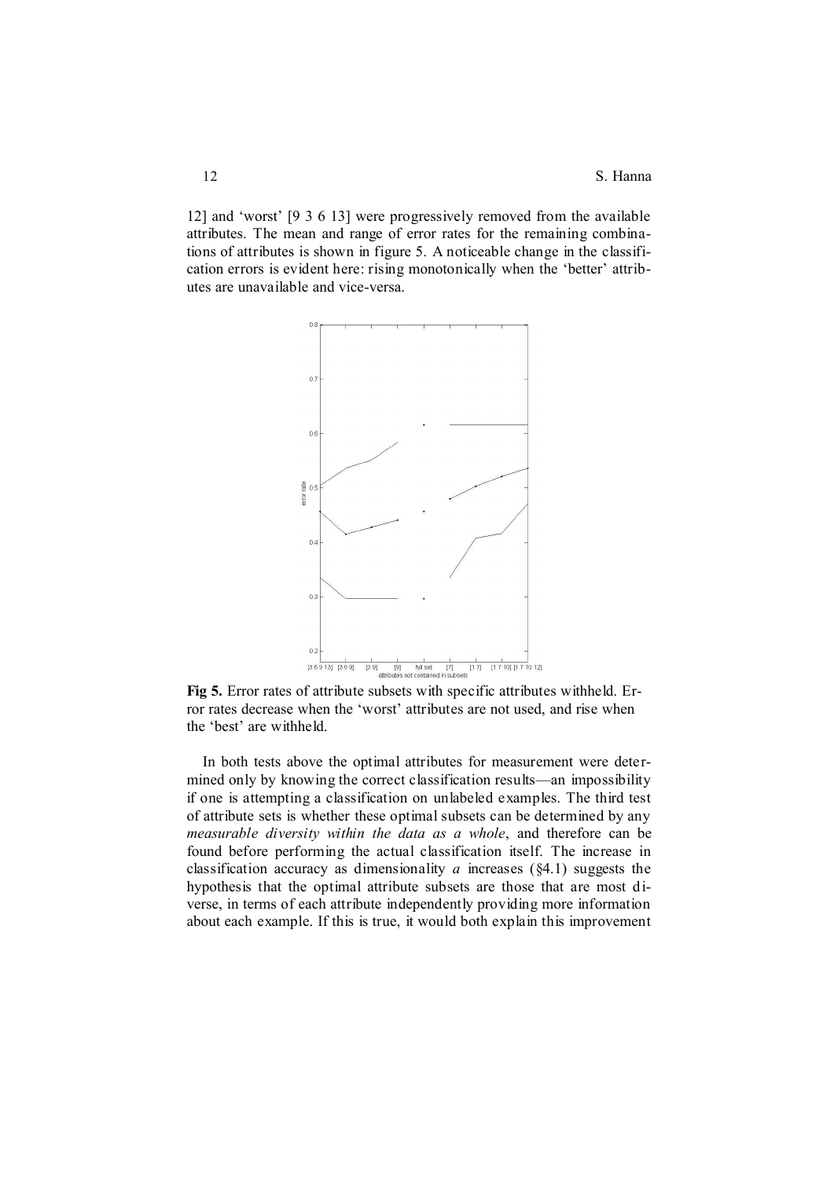12] and 'worst' [9 3 6 13] were progressively removed from the available attributes. The mean and range of error rates for the remaining combinations of attributes is shown in figure 5. A noticeable change in the classification errors is evident here: rising monotonically when the 'better' attributes are unavailable and vice-versa.

**Fig 5.** Error rates of attribute subsets with specific attributes withheld. Error rates decrease when the 'worst' attributes are not used, and rise when the 'best' are withheld.

In both tests above the optimal attributes for measurement were determined only by knowing the correct classification results—an impossibility if one is attempting a classification on unlabeled examples. The third test of attribute sets is whether these optimal subsets can be determined by any *measurable diversity within the data as a whole*, and therefore can be found before performing the actual classification itself. The increase in classification accuracy as dimensionality $a$ increases (§4.1) suggests the hypothesis that the optimal attribute subsets are those that are most diverse, in terms of each attribute independently providing more information about each example. If this is true, it would both explain this improvement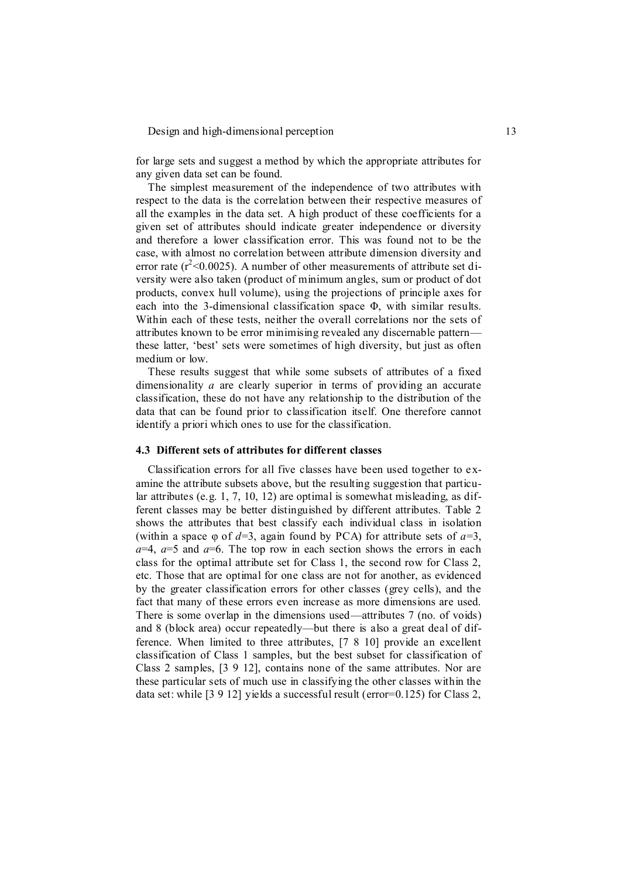for large sets and suggest a method by which the appropriate attributes for any given data set can be found.

The simplest measurement of the independence of two attributes with respect to the data is the correlation between their respective measures of all the examples in the data set. A high product of these coefficients for a given set of attributes should indicate greater independence or diversity and therefore a lower classification error. This was found not to be the case, with almost no correlation between attribute dimension diversity and error rate ($r^2<0.0025$). A number of other measurements of attribute set diversity were also taken (product of minimum angles, sum or product of dot products, convex hull volume), using the projections of principle axes for each into the 3-dimensional classification space $\Phi$, with similar results. Within each of these tests, neither the overall correlations nor the sets of attributes known to be error minimising revealed any discernable pattern—these latter, 'best' sets were sometimes of high diversity, but just as often medium or low.

These results suggest that while some subsets of attributes of a fixed dimensionality $a$ are clearly superior in terms of providing an accurate classification, these do not have any relationship to the distribution of the data that can be found prior to classification itself. One therefore cannot identify a priori which ones to use for the classification.

### 4.3 Different sets of attributes for different classes

Classification errors for all five classes have been used together to examine the attribute subsets above, but the resulting suggestion that particular attributes (e.g. 1, 7, 10, 12) are optimal is somewhat misleading, as different classes may be better distinguished by different attributes. Table 2 shows the attributes that best classify each individual class in isolation (within a space $\varphi$ of $d$=3, again found by PCA) for attribute sets of $a$=3, $a$=4, $a$=5 and $a$=6. The top row in each section shows the errors in each class for the optimal attribute set for Class 1, the second row for Class 2, etc. Those that are optimal for one class are not for another, as evidenced by the greater classification errors for other classes (grey cells), and the fact that many of these errors even increase as more dimensions are used. There is some overlap in the dimensions used—attributes 7 (no. of voids) and 8 (block area) occur repeatedly—but there is also a great deal of difference. When limited to three attributes, [7 8 10] provide an excellent classification of Class 1 samples, but the best subset for classification of Class 2 samples, [3 9 12], contains none of the same attributes. Nor are these particular sets of much use in classifying the other classes within the data set: while [3 9 12] yields a successful result (error=0.125) for Class 2,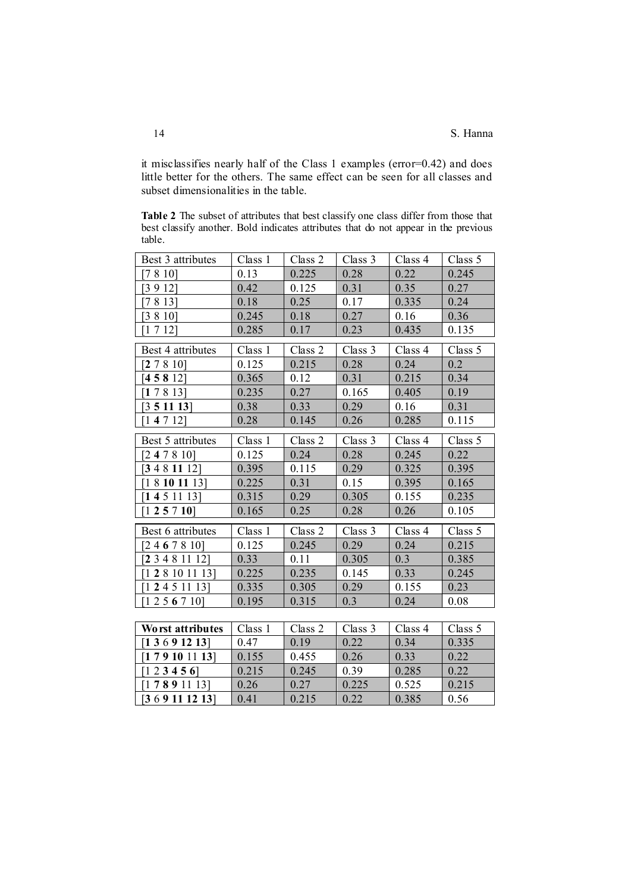it misclassifies nearly half of the Class 1 examples (error=0.42) and does little better for the others. The same effect can be seen for all classes and subset dimensionalities in the table.

**Table 2** The subset of attributes that best classify one class differ from those that best classify another. Bold indicates attributes that do not appear in the previous table.

| Best 3 attributes | Class 1 | Class 2 | Class 3 | Class 4 | Class 5 |
|---|---|---|---|---|---|
| [7 8 10] | 0.13 | 0.225 | 0.28 | 0.22 | 0.245 |
| [3 9 12] | 0.42 | 0.125 | 0.31 | 0.35 | 0.27 |
| [7 8 13] | 0.18 | 0.25 | 0.17 | 0.335 | 0.24 |
| [3 8 10] | 0.245 | 0.18 | 0.27 | 0.16 | 0.36 |
| [1 7 12] | 0.285 | 0.17 | 0.23 | 0.435 | 0.135 |
| **Best 4 attributes** | **Class 1** | **Class 2** | **Class 3** | **Class 4** | **Class 5** |
| [**2** 7 8 10] | 0.125 | 0.215 | 0.28 | 0.24 | 0.2 |
| [**4 5 8** 12] | 0.365 | 0.12 | 0.31 | 0.215 | 0.34 |
| [**1** 7 8 13] | 0.235 | 0.27 | 0.165 | 0.405 | 0.19 |
| [3 **5 11 13**] | 0.38 | 0.33 | 0.29 | 0.16 | 0.31 |
| [1 **4** 7 12] | 0.28 | 0.145 | 0.26 | 0.285 | 0.115 |
| **Best 5 attributes** | **Class 1** | **Class 2** | **Class 3** | **Class 4** | **Class 5** |
| [2 **4** 7 8 10] | 0.125 | 0.24 | 0.28 | 0.245 | 0.22 |
| [**3** 4 8 **11** 12] | 0.395 | 0.115 | 0.29 | 0.325 | 0.395 |
| [1 8 **10 11** 13] | 0.225 | 0.31 | 0.15 | 0.395 | 0.165 |
| [**1 4** 5 11 13] | 0.315 | 0.29 | 0.305 | 0.155 | 0.235 |
| [1 **2 5** 7 **10**] | 0.165 | 0.25 | 0.28 | 0.26 | 0.105 |
| **Best 6 attributes** | **Class 1** | **Class 2** | **Class 3** | **Class 4** | **Class 5** |
| [2 4 **6** 7 8 10] | 0.125 | 0.245 | 0.29 | 0.24 | 0.215 |
| [**2** 3 4 8 11 12] | 0.33 | 0.11 | 0.305 | 0.3 | 0.385 |
| [1 **2** 8 10 11 13] | 0.225 | 0.235 | 0.145 | 0.33 | 0.245 |
| [1 **2** 4 5 11 13] | 0.335 | 0.305 | 0.29 | 0.155 | 0.23 |
| [1 2 5 **6** 7 10] | 0.195 | 0.315 | 0.3 | 0.24 | 0.08 |

| **Worst attributes** | Class 1 | Class 2 | Class 3 | Class 4 | Class 5 |
|---|---|---|---|---|---|
| [**1 3** 6 **9 12 13**] | 0.47 | 0.19 | 0.22 | 0.34 | 0.335 |
| [**1 7 9 10** 11 **13**] | 0.155 | 0.455 | 0.26 | 0.33 | 0.22 |
| [1 2 **3 4 5 6**] | 0.215 | 0.245 | 0.39 | 0.285 | 0.22 |
| [1 **7 8 9** 11 13] | 0.26 | 0.27 | 0.225 | 0.525 | 0.215 |
| [**3** 6 **9 11 12 13**] | 0.41 | 0.215 | 0.22 | 0.385 | 0.56 |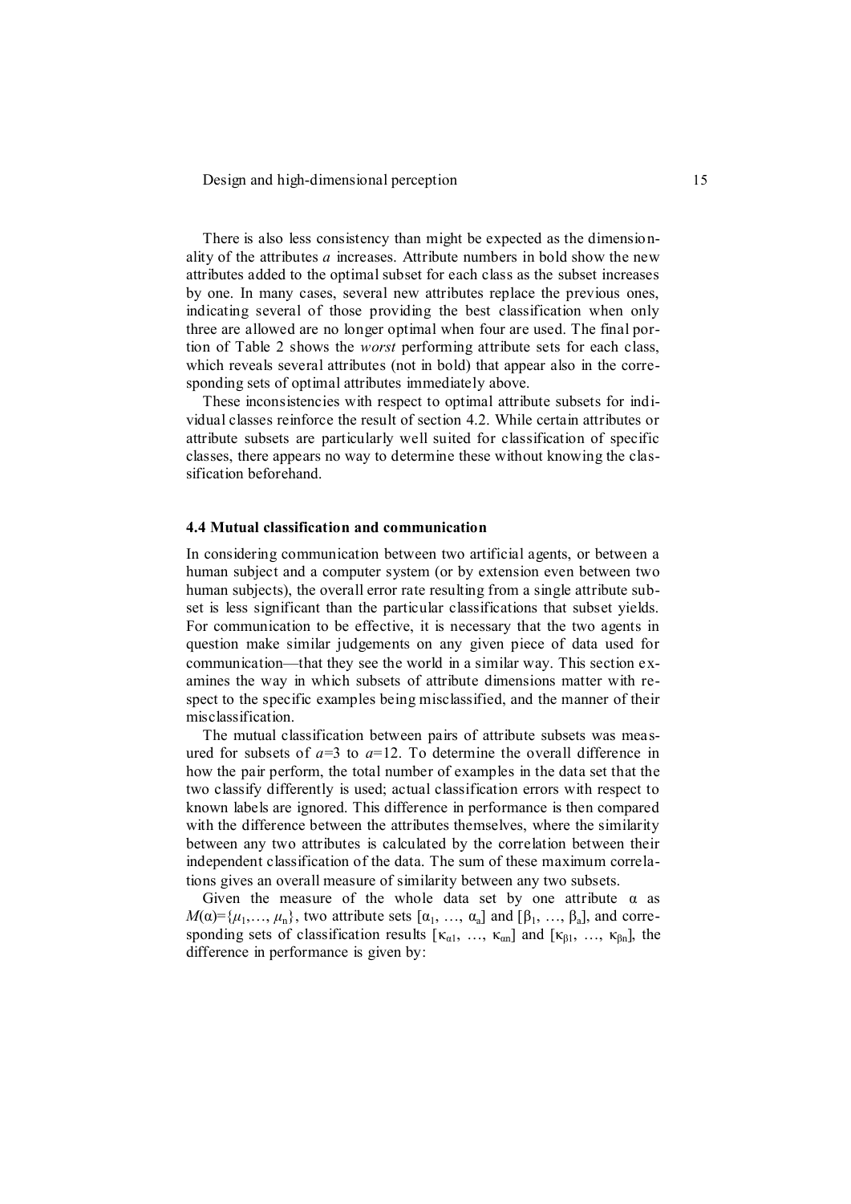There is also less consistency than might be expected as the dimensionality of the attributes *a* increases. Attribute numbers in bold show the new attributes added to the optimal subset for each class as the subset increases by one. In many cases, several new attributes replace the previous ones, indicating several of those providing the best classification when only three are allowed are no longer optimal when four are used. The final portion of Table 2 shows the *worst* performing attribute sets for each class, which reveals several attributes (not in bold) that appear also in the corresponding sets of optimal attributes immediately above.

These inconsistencies with respect to optimal attribute subsets for individual classes reinforce the result of section 4.2. While certain attributes or attribute subsets are particularly well suited for classification of specific classes, there appears no way to determine these without knowing the classification beforehand.

### 4.4 Mutual classification and communication

In considering communication between two artificial agents, or between a human subject and a computer system (or by extension even between two human subjects), the overall error rate resulting from a single attribute subset is less significant than the particular classifications that subset yields. For communication to be effective, it is necessary that the two agents in question make similar judgements on any given piece of data used for communication—that they see the world in a similar way. This section examines the way in which subsets of attribute dimensions matter with respect to the specific examples being misclassified, and the manner of their misclassification.

The mutual classification between pairs of attribute subsets was measured for subsets of $a$=3 to $a$=12. To determine the overall difference in how the pair perform, the total number of examples in the data set that the two classify differently is used; actual classification errors with respect to known labels are ignored. This difference in performance is then compared with the difference between the attributes themselves, where the similarity between any two attributes is calculated by the correlation between their independent classification of the data. The sum of these maximum correlations gives an overall measure of similarity between any two subsets.

Given the measure of the whole data set by one attribute $\alpha$ as $M(\alpha)=\{\mu_1,\ldots,\mu_n\}$, two attribute sets $[\alpha_1, \ldots, \alpha_a]$ and $[\beta_1, \ldots, \beta_a]$, and corresponding sets of classification results $[\kappa_{\alpha 1}, \ldots, \kappa_{\alpha n}]$ and $[\kappa_{\beta 1}, \ldots, \kappa_{\beta n}]$, the difference in performance is given by: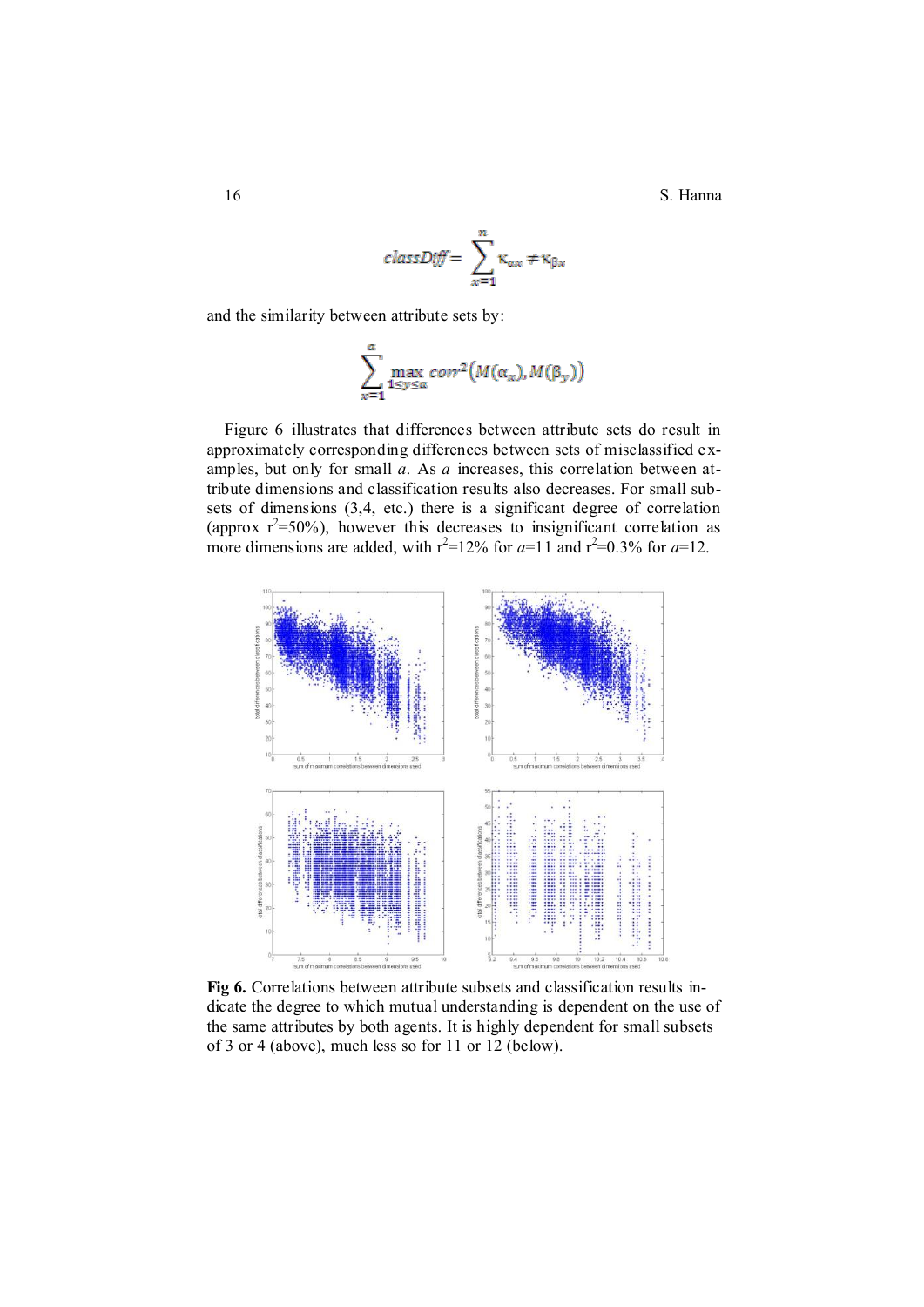$$classDiff = \sum_{x=1}^{n} \kappa_{\alpha x} \neq \kappa_{\beta x}$$

and the similarity between attribute sets by:

$$\sum_{x=1}^{a} \max_{1 \leq y \leq a} corr^2(M(\alpha_x), M(\beta_y))$$

Figure 6 illustrates that differences between attribute sets do result in approximately corresponding differences between sets of misclassified examples, but only for small *a*. As *a* increases, this correlation between attribute dimensions and classification results also decreases. For small subsets of dimensions (3,4, etc.) there is a significant degree of correlation (approx $r^2$=50%), however this decreases to insignificant correlation as more dimensions are added, with $r^2$=12% for *a*=11 and $r^2$=0.3% for *a*=12.

**Fig 6.** Correlations between attribute subsets and classification results indicate the degree to which mutual understanding is dependent on the use of the same attributes by both agents. It is highly dependent for small subsets of 3 or 4 (above), much less so for 11 or 12 (below).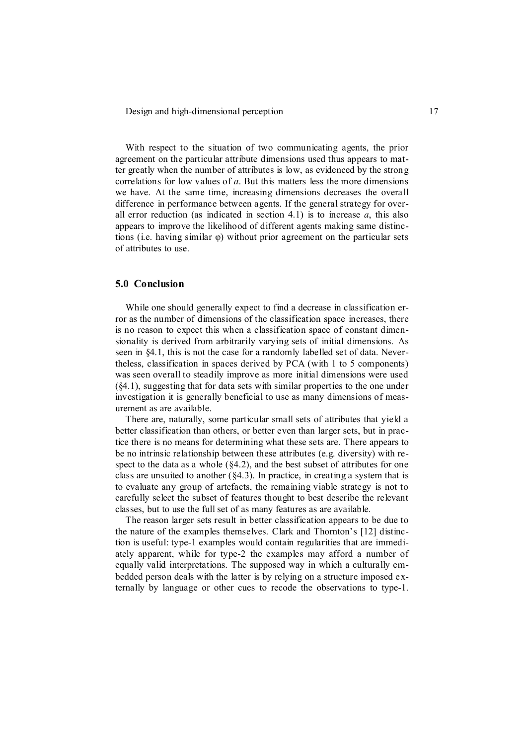With respect to the situation of two communicating agents, the prior agreement on the particular attribute dimensions used thus appears to matter greatly when the number of attributes is low, as evidenced by the strong correlations for low values of $a$. But this matters less the more dimensions we have. At the same time, increasing dimensions decreases the overall difference in performance between agents. If the general strategy for overall error reduction (as indicated in section 4.1) is to increase $a$, this also appears to improve the likelihood of different agents making same distinctions (i.e. having similar $\varphi$) without prior agreement on the particular sets of attributes to use.

## 5.0 Conclusion

While one should generally expect to find a decrease in classification error as the number of dimensions of the classification space increases, there is no reason to expect this when a classification space of constant dimensionality is derived from arbitrarily varying sets of initial dimensions. As seen in §4.1, this is not the case for a randomly labelled set of data. Nevertheless, classification in spaces derived by PCA (with 1 to 5 components) was seen overall to steadily improve as more initial dimensions were used (§4.1), suggesting that for data sets with similar properties to the one under investigation it is generally beneficial to use as many dimensions of measurement as are available.

There are, naturally, some particular small sets of attributes that yield a better classification than others, or better even than larger sets, but in practice there is no means for determining what these sets are. There appears to be no intrinsic relationship between these attributes (e.g. diversity) with respect to the data as a whole (§4.2), and the best subset of attributes for one class are unsuited to another (§4.3). In practice, in creating a system that is to evaluate any group of artefacts, the remaining viable strategy is not to carefully select the subset of features thought to best describe the relevant classes, but to use the full set of as many features as are available.

The reason larger sets result in better classification appears to be due to the nature of the examples themselves. Clark and Thornton's [12] distinction is useful: type-1 examples would contain regularities that are immediately apparent, while for type-2 the examples may afford a number of equally valid interpretations. The supposed way in which a culturally embedded person deals with the latter is by relying on a structure imposed externally by language or other cues to recode the observations to type-1.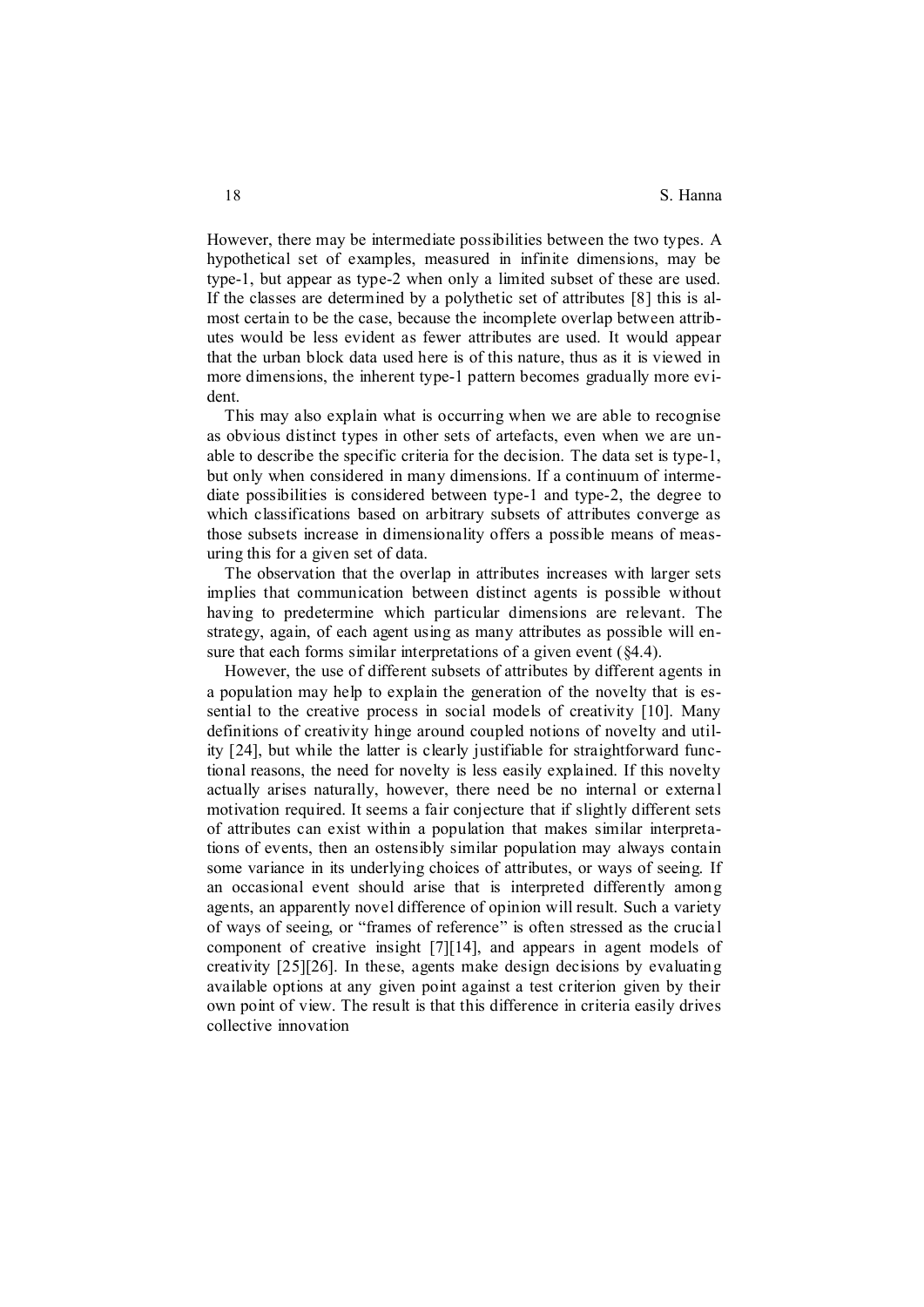However, there may be intermediate possibilities between the two types. A hypothetical set of examples, measured in infinite dimensions, may be type-1, but appear as type-2 when only a limited subset of these are used. If the classes are determined by a polythetic set of attributes [8] this is almost certain to be the case, because the incomplete overlap between attributes would be less evident as fewer attributes are used. It would appear that the urban block data used here is of this nature, thus as it is viewed in more dimensions, the inherent type-1 pattern becomes gradually more evident.

This may also explain what is occurring when we are able to recognise as obvious distinct types in other sets of artefacts, even when we are unable to describe the specific criteria for the decision. The data set is type-1, but only when considered in many dimensions. If a continuum of intermediate possibilities is considered between type-1 and type-2, the degree to which classifications based on arbitrary subsets of attributes converge as those subsets increase in dimensionality offers a possible means of measuring this for a given set of data.

The observation that the overlap in attributes increases with larger sets implies that communication between distinct agents is possible without having to predetermine which particular dimensions are relevant. The strategy, again, of each agent using as many attributes as possible will ensure that each forms similar interpretations of a given event (§4.4).

However, the use of different subsets of attributes by different agents in a population may help to explain the generation of the novelty that is essential to the creative process in social models of creativity [10]. Many definitions of creativity hinge around coupled notions of novelty and utility [24], but while the latter is clearly justifiable for straightforward functional reasons, the need for novelty is less easily explained. If this novelty actually arises naturally, however, there need be no internal or external motivation required. It seems a fair conjecture that if slightly different sets of attributes can exist within a population that makes similar interpretations of events, then an ostensibly similar population may always contain some variance in its underlying choices of attributes, or ways of seeing. If an occasional event should arise that is interpreted differently among agents, an apparently novel difference of opinion will result. Such a variety of ways of seeing, or "frames of reference" is often stressed as the crucial component of creative insight [7][14], and appears in agent models of creativity [25][26]. In these, agents make design decisions by evaluating available options at any given point against a test criterion given by their own point of view. The result is that this difference in criteria easily drives collective innovation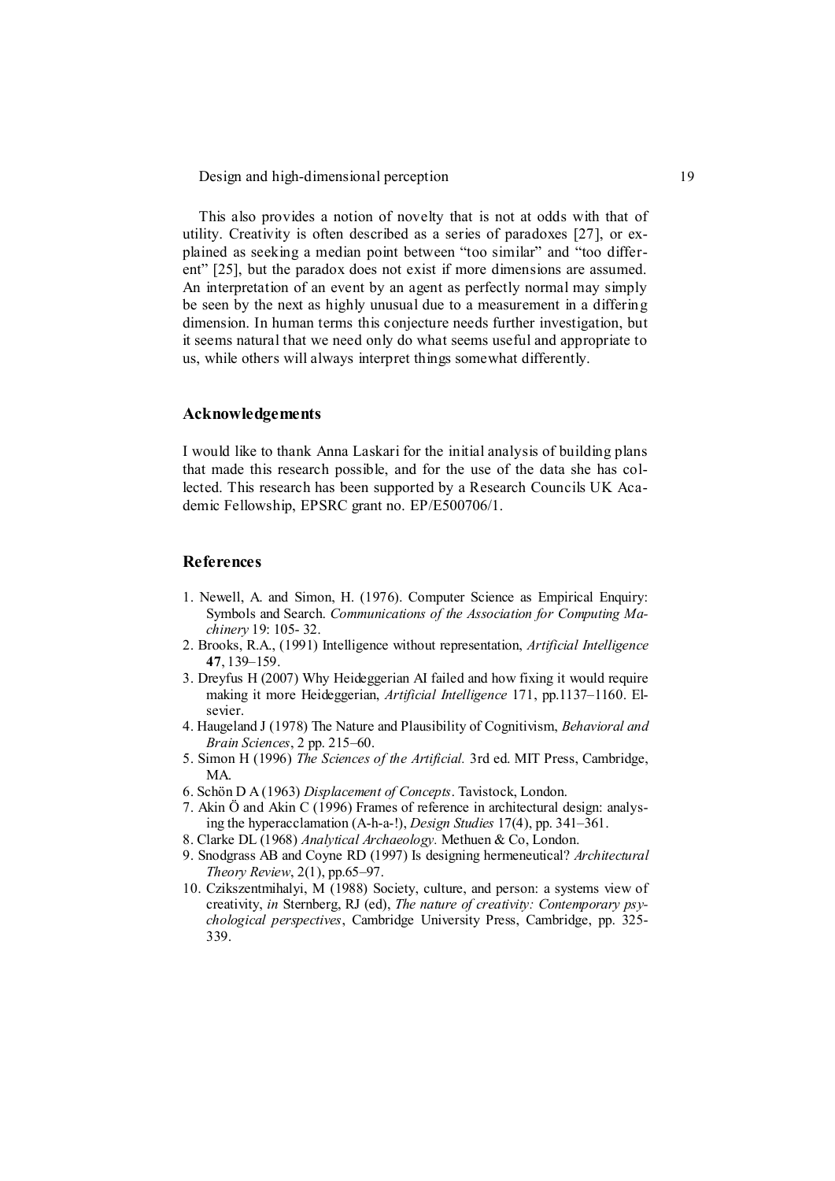This also provides a notion of novelty that is not at odds with that of utility. Creativity is often described as a series of paradoxes [27], or explained as seeking a median point between "too similar" and "too different" [25], but the paradox does not exist if more dimensions are assumed. An interpretation of an event by an agent as perfectly normal may simply be seen by the next as highly unusual due to a measurement in a differing dimension. In human terms this conjecture needs further investigation, but it seems natural that we need only do what seems useful and appropriate to us, while others will always interpret things somewhat differently.

## Acknowledgements

I would like to thank Anna Laskari for the initial analysis of building plans that made this research possible, and for the use of the data she has collected. This research has been supported by a Research Councils UK Academic Fellowship, EPSRC grant no. EP/E500706/1.

## References

1. Newell, A. and Simon, H. (1976). Computer Science as Empirical Enquiry: Symbols and Search. *Communications of the Association for Computing Machinery* 19: 105- 32.
2. Brooks, R.A., (1991) Intelligence without representation, *Artificial Intelligence* **47**, 139–159.
3. Dreyfus H (2007) Why Heideggerian AI failed and how fixing it would require making it more Heideggerian, *Artificial Intelligence* 171, pp.1137–1160. Elsevier.
4. Haugeland J (1978) The Nature and Plausibility of Cognitivism, *Behavioral and Brain Sciences*, 2 pp. 215–60.
5. Simon H (1996) *The Sciences of the Artificial.* 3rd ed. MIT Press, Cambridge, MA.
6. Schön D A (1963) *Displacement of Concepts*. Tavistock, London.
7. Akin Ö and Akin C (1996) Frames of reference in architectural design: analysing the hyperacclamation (A-h-a-!), *Design Studies* 17(4), pp. 341–361.
8. Clarke DL (1968) *Analytical Archaeology.* Methuen & Co, London.
9. Snodgrass AB and Coyne RD (1997) Is designing hermeneutical? *Architectural Theory Review*, 2(1), pp.65–97.
10. Czikszentmihalyi, M (1988) Society, culture, and person: a systems view of creativity, *in* Sternberg, RJ (ed), *The nature of creativity: Contemporary psychological perspectives*, Cambridge University Press, Cambridge, pp. 325-339.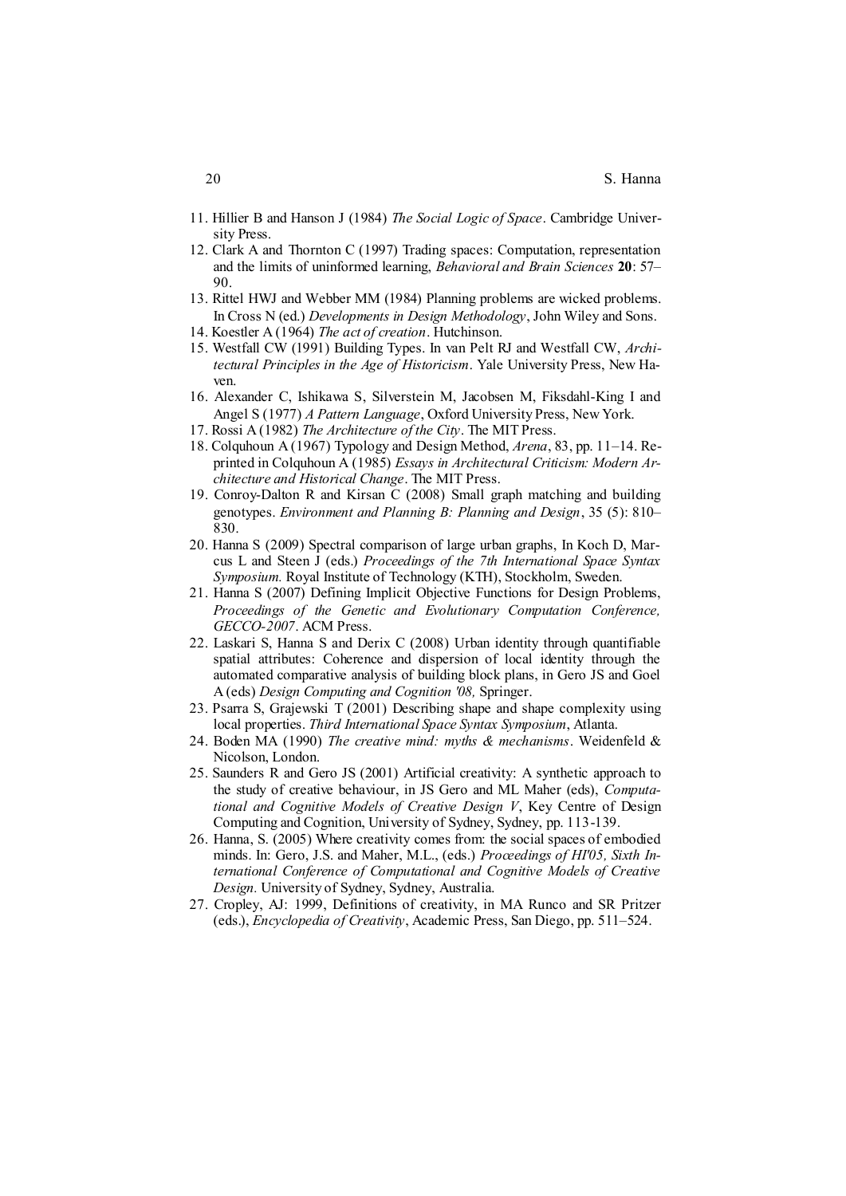11. Hillier B and Hanson J (1984) *The Social Logic of Space*. Cambridge University Press.
12. Clark A and Thornton C (1997) Trading spaces: Computation, representation and the limits of uninformed learning, *Behavioral and Brain Sciences* **20**: 57–90.
13. Rittel HWJ and Webber MM (1984) Planning problems are wicked problems. In Cross N (ed.) *Developments in Design Methodology*, John Wiley and Sons.
14. Koestler A (1964) *The act of creation*. Hutchinson.
15. Westfall CW (1991) Building Types. In van Pelt RJ and Westfall CW, *Architectural Principles in the Age of Historicism*. Yale University Press, New Haven.
16. Alexander C, Ishikawa S, Silverstein M, Jacobsen M, Fiksdahl-King I and Angel S (1977) *A Pattern Language*, Oxford University Press, New York.
17. Rossi A (1982) *The Architecture of the City*. The MIT Press.
18. Colquhoun A (1967) Typology and Design Method, *Arena*, 83, pp. 11–14. Reprinted in Colquhoun A (1985) *Essays in Architectural Criticism: Modern Architecture and Historical Change*. The MIT Press.
19. Conroy-Dalton R and Kirsan C (2008) Small graph matching and building genotypes. *Environment and Planning B: Planning and Design*, 35 (5): 810–830.
20. Hanna S (2009) Spectral comparison of large urban graphs, In Koch D, Marcus L and Steen J (eds.) *Proceedings of the 7th International Space Syntax Symposium.* Royal Institute of Technology (KTH), Stockholm, Sweden.
21. Hanna S (2007) Defining Implicit Objective Functions for Design Problems, *Proceedings of the Genetic and Evolutionary Computation Conference, GECCO-2007*. ACM Press.
22. Laskari S, Hanna S and Derix C (2008) Urban identity through quantifiable spatial attributes: Coherence and dispersion of local identity through the automated comparative analysis of building block plans, in Gero JS and Goel A (eds) *Design Computing and Cognition '08,* Springer.
23. Psarra S, Grajewski T (2001) Describing shape and shape complexity using local properties. *Third International Space Syntax Symposium*, Atlanta.
24. Boden MA (1990) *The creative mind: myths & mechanisms*. Weidenfeld & Nicolson, London.
25. Saunders R and Gero JS (2001) Artificial creativity: A synthetic approach to the study of creative behaviour, in JS Gero and ML Maher (eds), *Computational and Cognitive Models of Creative Design V*, Key Centre of Design Computing and Cognition, University of Sydney, Sydney, pp. 113-139.
26. Hanna, S. (2005) Where creativity comes from: the social spaces of embodied minds. In: Gero, J.S. and Maher, M.L., (eds.) *Proceedings of HI'05, Sixth International Conference of Computational and Cognitive Models of Creative Design.* University of Sydney, Sydney, Australia.
27. Cropley, AJ: 1999, Definitions of creativity, in MA Runco and SR Pritzer (eds.), *Encyclopedia of Creativity*, Academic Press, San Diego, pp. 511–524.